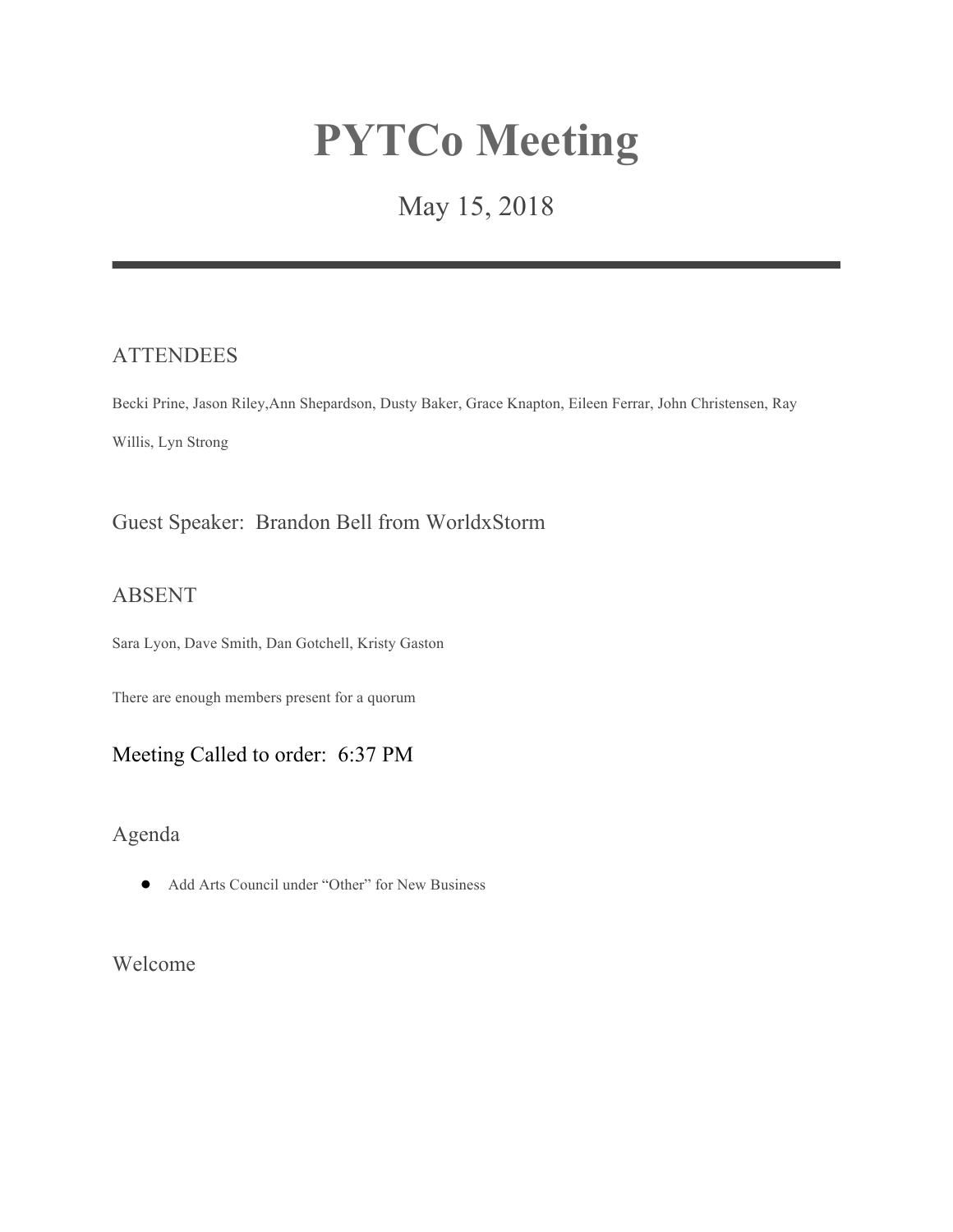# PYTCo Meeting

May 15, 2018

---

## ATTENDEES

Becki Prine, Jason Riley,Ann Shepardson, Dusty Baker, Grace Knapton, Eileen Ferrar, John Christensen, Ray Willis, Lyn Strong

## Guest Speaker: Brandon Bell from WorldxStorm

## ABSENT

Sara Lyon, Dave Smith, Dan Gotchell, Kristy Gaston

There are enough members present for a quorum

## Meeting Called to order: 6:37 PM

## Agenda

- Add Arts Council under "Other" for New Business

## Welcome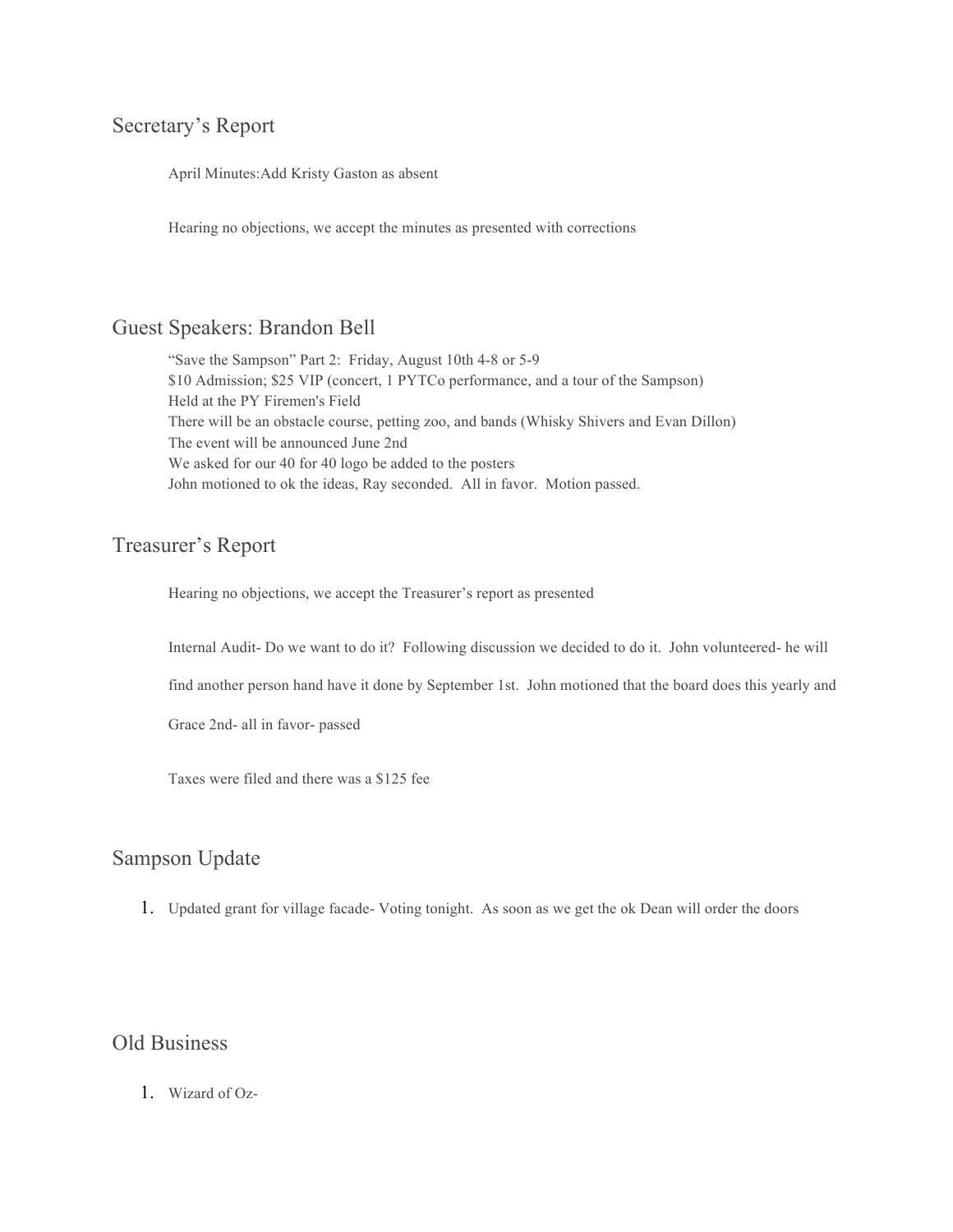## Secretary's Report

April Minutes:Add Kristy Gaston as absent

Hearing no objections, we accept the minutes as presented with corrections

## Guest Speakers: Brandon Bell

"Save the Sampson" Part 2: Friday, August 10th 4-8 or 5-9
$10 Admission; $25 VIP (concert, 1 PYTCo performance, and a tour of the Sampson)
Held at the PY Firemen's Field
There will be an obstacle course, petting zoo, and bands (Whisky Shivers and Evan Dillon)
The event will be announced June 2nd
We asked for our 40 for 40 logo be added to the posters
John motioned to ok the ideas, Ray seconded. All in favor. Motion passed.

## Treasurer's Report

Hearing no objections, we accept the Treasurer's report as presented

Internal Audit- Do we want to do it? Following discussion we decided to do it. John volunteered- he will find another person hand have it done by September 1st. John motioned that the board does this yearly and Grace 2nd- all in favor- passed

Taxes were filed and there was a $125 fee

## Sampson Update

1. Updated grant for village facade- Voting tonight. As soon as we get the ok Dean will order the doors

## Old Business

1. Wizard of Oz-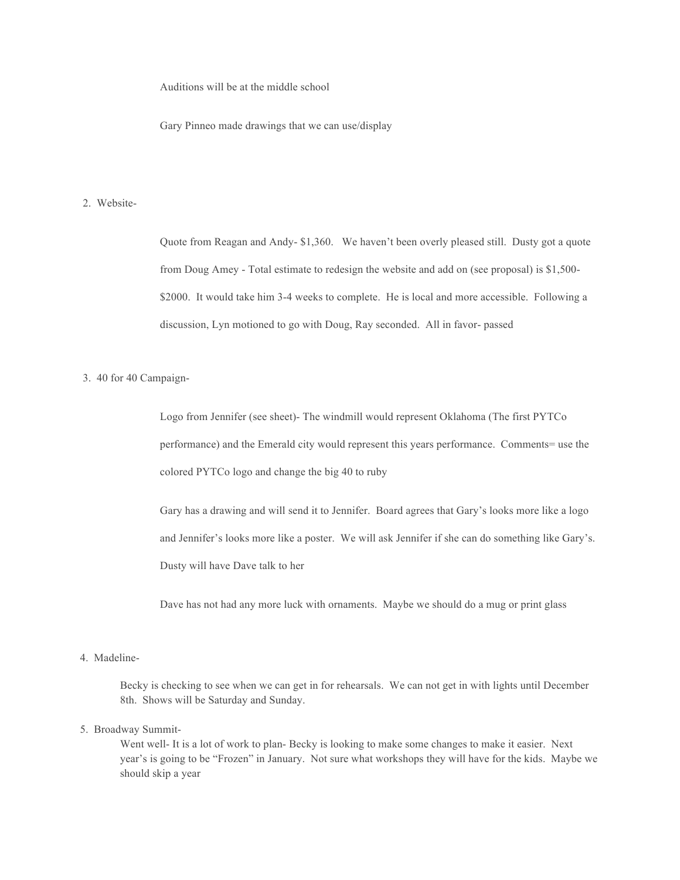Auditions will be at the middle school

Gary Pinneo made drawings that we can use/display

2. Website-

    Quote from Reagan and Andy- $1,360.   We haven't been overly pleased still.  Dusty got a quote from Doug Amey - Total estimate to redesign the website and add on (see proposal) is $1,500-$2000.  It would take him 3-4 weeks to complete.  He is local and more accessible.  Following a discussion, Lyn motioned to go with Doug, Ray seconded.  All in favor- passed

3. 40 for 40 Campaign-

    Logo from Jennifer (see sheet)- The windmill would represent Oklahoma (The first PYTCo performance) and the Emerald city would represent this years performance.  Comments= use the colored PYTCo logo and change the big 40 to ruby

    Gary has a drawing and will send it to Jennifer.  Board agrees that Gary's looks more like a logo and Jennifer's looks more like a poster.  We will ask Jennifer if she can do something like Gary's.  Dusty will have Dave talk to her

    Dave has not had any more luck with ornaments.  Maybe we should do a mug or print glass

4. Madeline-

    Becky is checking to see when we can get in for rehearsals.  We can not get in with lights until December 8th.  Shows will be Saturday and Sunday.

5. Broadway Summit-

    Went well- It is a lot of work to plan- Becky is looking to make some changes to make it easier.  Next year's is going to be "Frozen" in January.  Not sure what workshops they will have for the kids.  Maybe we should skip a year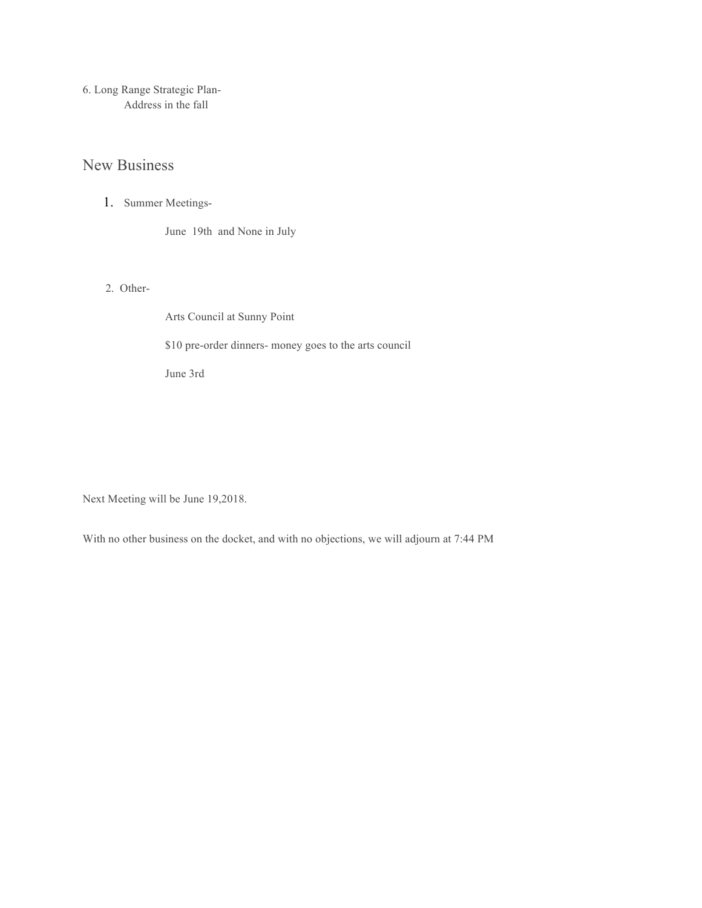6. Long Range Strategic Plan-

   Address in the fall

## New Business

1. Summer Meetings-

   June 19th and None in July

2. Other-

   Arts Council at Sunny Point

   $10 pre-order dinners- money goes to the arts council

   June 3rd

Next Meeting will be June 19,2018.

With no other business on the docket, and with no objections, we will adjourn at 7:44 PM